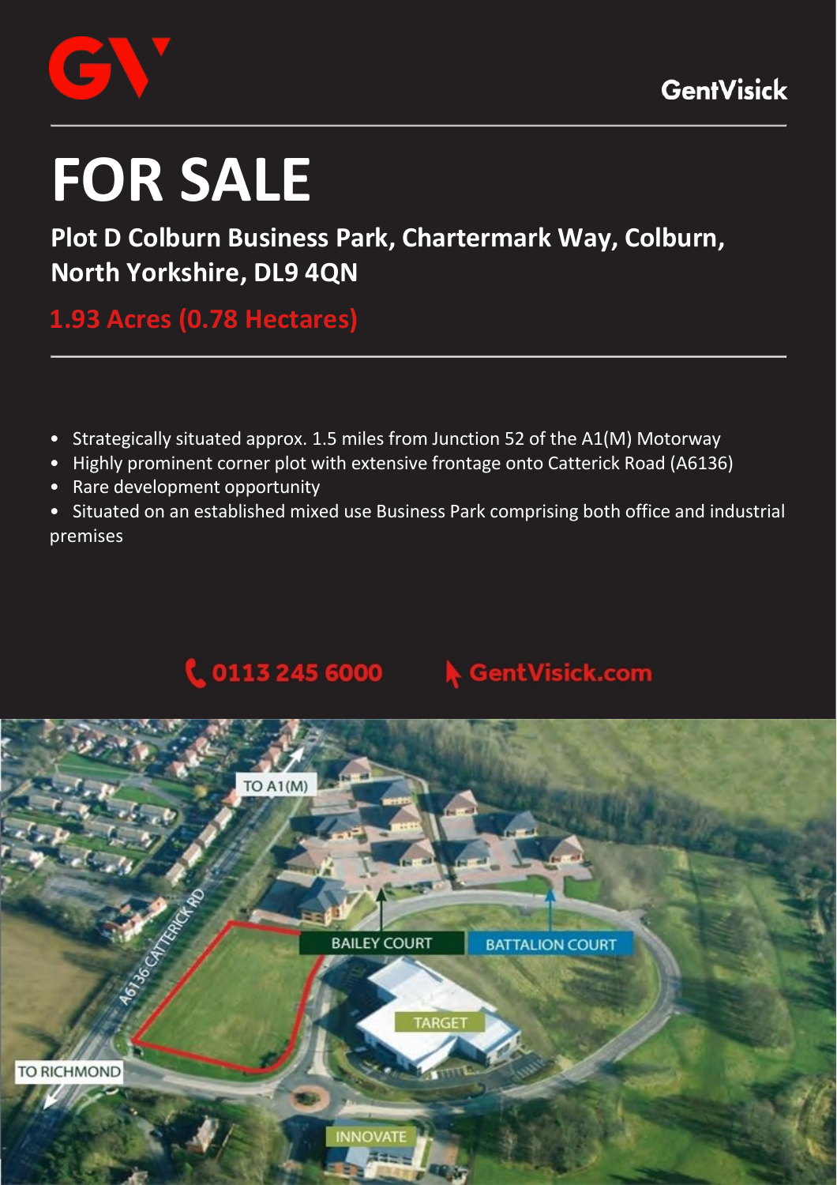GentVisick

# FOR SALE

## Plot D Colburn Business Park, Chartermark Way, Colburn, North Yorkshire, DL9 4QN

### 1.93 Acres (0.78 Hectares)

- Strategically situated approx. 1.5 miles from Junction 52 of the A1(M) Motorway
- Highly prominent corner plot with extensive frontage onto Catterick Road (A6136)
- Rare development opportunity
- Situated on an established mixed use Business Park comprising both office and industrial premises

0113 245 6000 GentVisick.com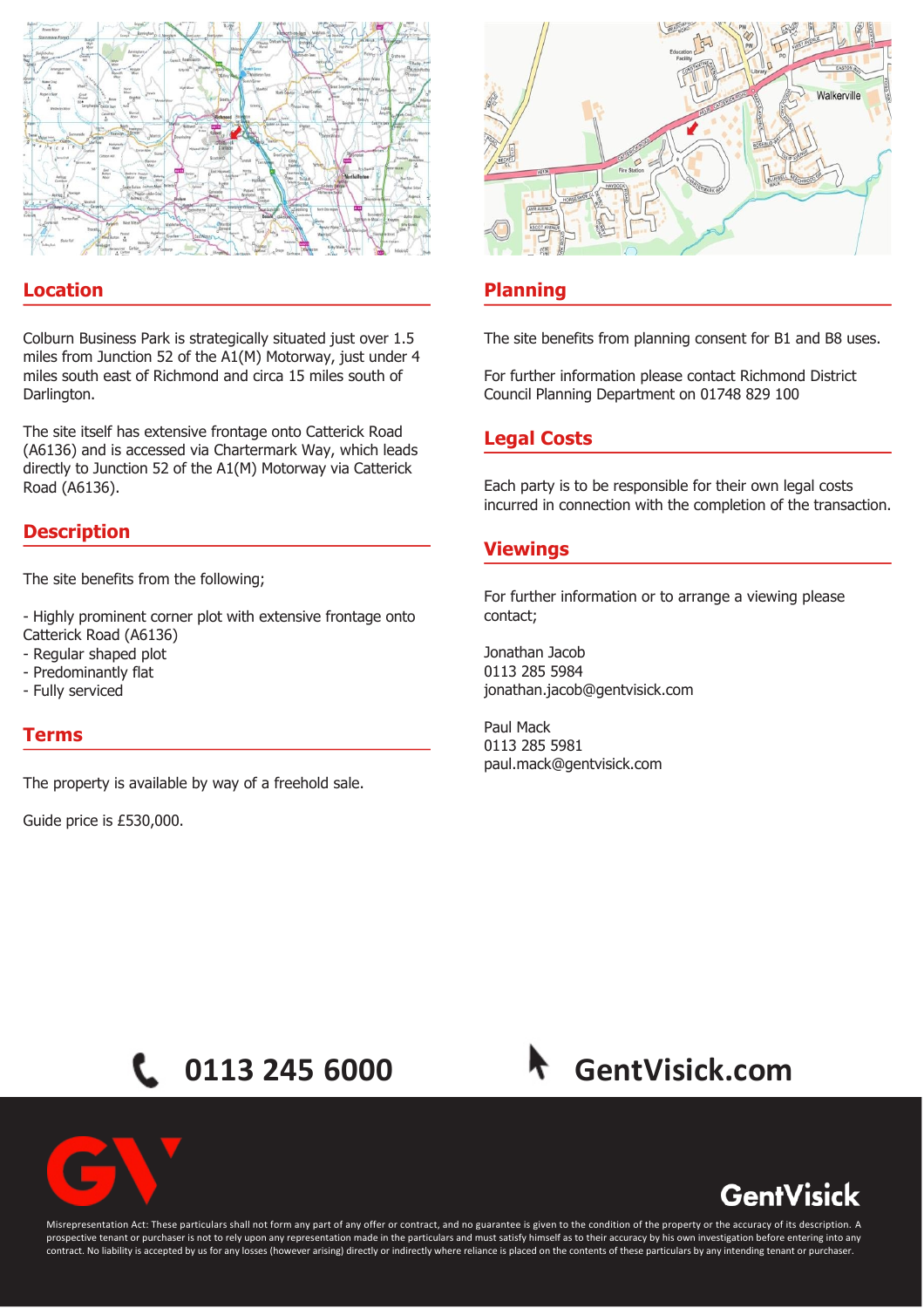## Location

Colburn Business Park is strategically situated just over 1.5 miles from Junction 52 of the A1(M) Motorway, just under 4 miles south east of Richmond and circa 15 miles south of Darlington.

The site itself has extensive frontage onto Catterick Road (A6136) and is accessed via Chartermark Way, which leads directly to Junction 52 of the A1(M) Motorway via Catterick Road (A6136).

## Description

The site benefits from the following;

- Highly prominent corner plot with extensive frontage onto Catterick Road (A6136)
- Regular shaped plot
- Predominantly flat
- Fully serviced

## Terms

The property is available by way of a freehold sale.

Guide price is £530,000.

## Planning

The site benefits from planning consent for B1 and B8 uses.

For further information please contact Richmond District Council Planning Department on 01748 829 100

## Legal Costs

Each party is to be responsible for their own legal costs incurred in connection with the completion of the transaction.

## Viewings

For further information or to arrange a viewing please contact;

Jonathan Jacob
0113 285 5984
jonathan.jacob@gentvisick.com

Paul Mack
0113 285 5981
paul.mack@gentvisick.com

**0113 245 6000** **GentVisick.com**

GentVisick

Misrepresentation Act: These particulars shall not form any part of any offer or contract, and no guarantee is given to the condition of the property or the accuracy of its description. A prospective tenant or purchaser is not to rely upon any representation made in the particulars and must satisfy himself as to their accuracy by his own investigation before entering into any contract. No liability is accepted by us for any losses (however arising) directly or indirectly where reliance is placed on the contents of these particulars by any intending tenant or purchaser.